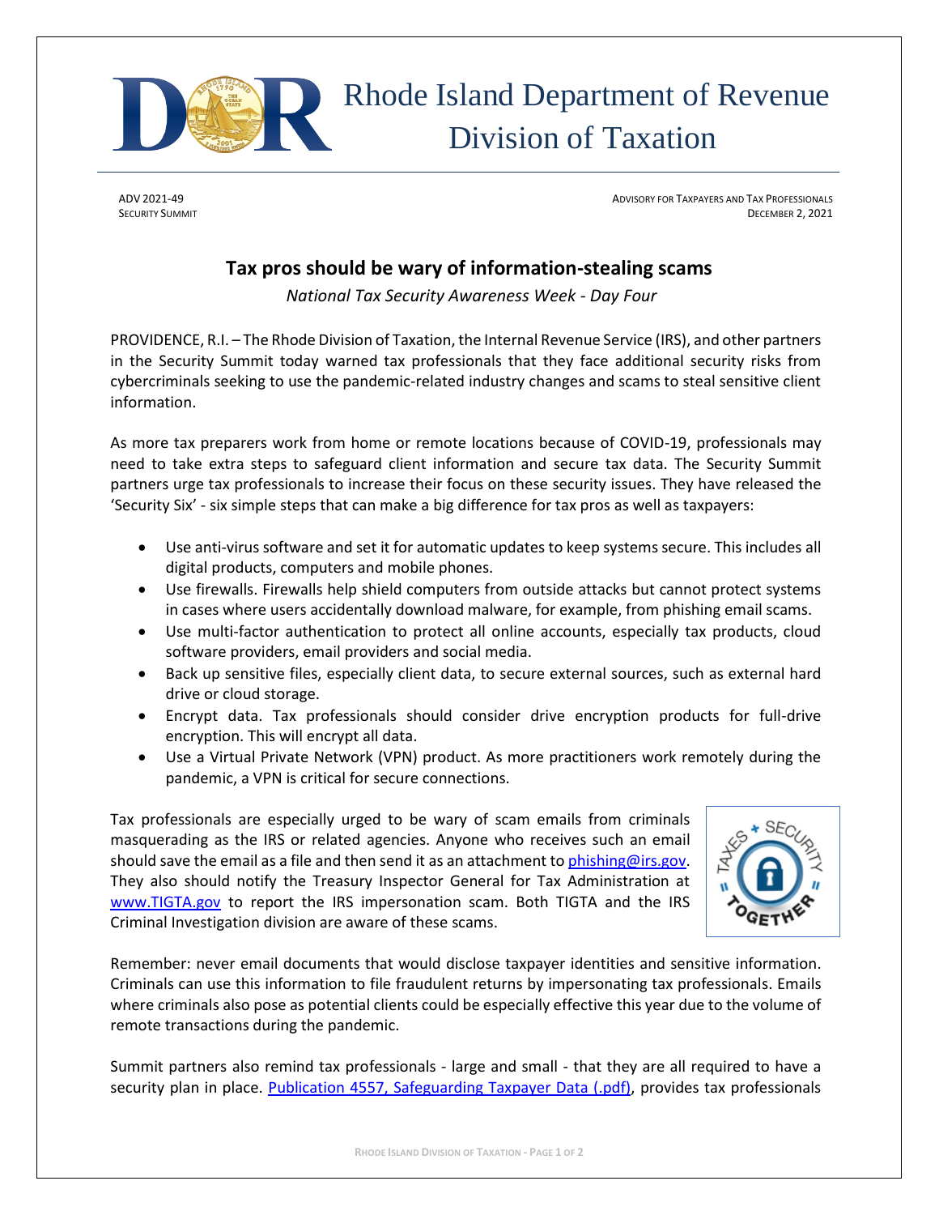# Rhode Island Department of Revenue Division of Taxation

ADV 2021-49
SECURITY SUMMIT

ADVISORY FOR TAXPAYERS AND TAX PROFESSIONALS
DECEMBER 2, 2021

## Tax pros should be wary of information-stealing scams

*National Tax Security Awareness Week - Day Four*

PROVIDENCE, R.I. – The Rhode Division of Taxation, the Internal Revenue Service (IRS), and other partners in the Security Summit today warned tax professionals that they face additional security risks from cybercriminals seeking to use the pandemic-related industry changes and scams to steal sensitive client information.

As more tax preparers work from home or remote locations because of COVID-19, professionals may need to take extra steps to safeguard client information and secure tax data. The Security Summit partners urge tax professionals to increase their focus on these security issues. They have released the 'Security Six' - six simple steps that can make a big difference for tax pros as well as taxpayers:

- Use anti-virus software and set it for automatic updates to keep systems secure. This includes all digital products, computers and mobile phones.
- Use firewalls. Firewalls help shield computers from outside attacks but cannot protect systems in cases where users accidentally download malware, for example, from phishing email scams.
- Use multi-factor authentication to protect all online accounts, especially tax products, cloud software providers, email providers and social media.
- Back up sensitive files, especially client data, to secure external sources, such as external hard drive or cloud storage.
- Encrypt data. Tax professionals should consider drive encryption products for full-drive encryption. This will encrypt all data.
- Use a Virtual Private Network (VPN) product. As more practitioners work remotely during the pandemic, a VPN is critical for secure connections.

Tax professionals are especially urged to be wary of scam emails from criminals masquerading as the IRS or related agencies. Anyone who receives such an email should save the email as a file and then send it as an attachment to phishing@irs.gov. They also should notify the Treasury Inspector General for Tax Administration at www.TIGTA.gov to report the IRS impersonation scam. Both TIGTA and the IRS Criminal Investigation division are aware of these scams.

Remember: never email documents that would disclose taxpayer identities and sensitive information. Criminals can use this information to file fraudulent returns by impersonating tax professionals. Emails where criminals also pose as potential clients could be especially effective this year due to the volume of remote transactions during the pandemic.

Summit partners also remind tax professionals - large and small - that they are all required to have a security plan in place. Publication 4557, Safeguarding Taxpayer Data (.pdf), provides tax professionals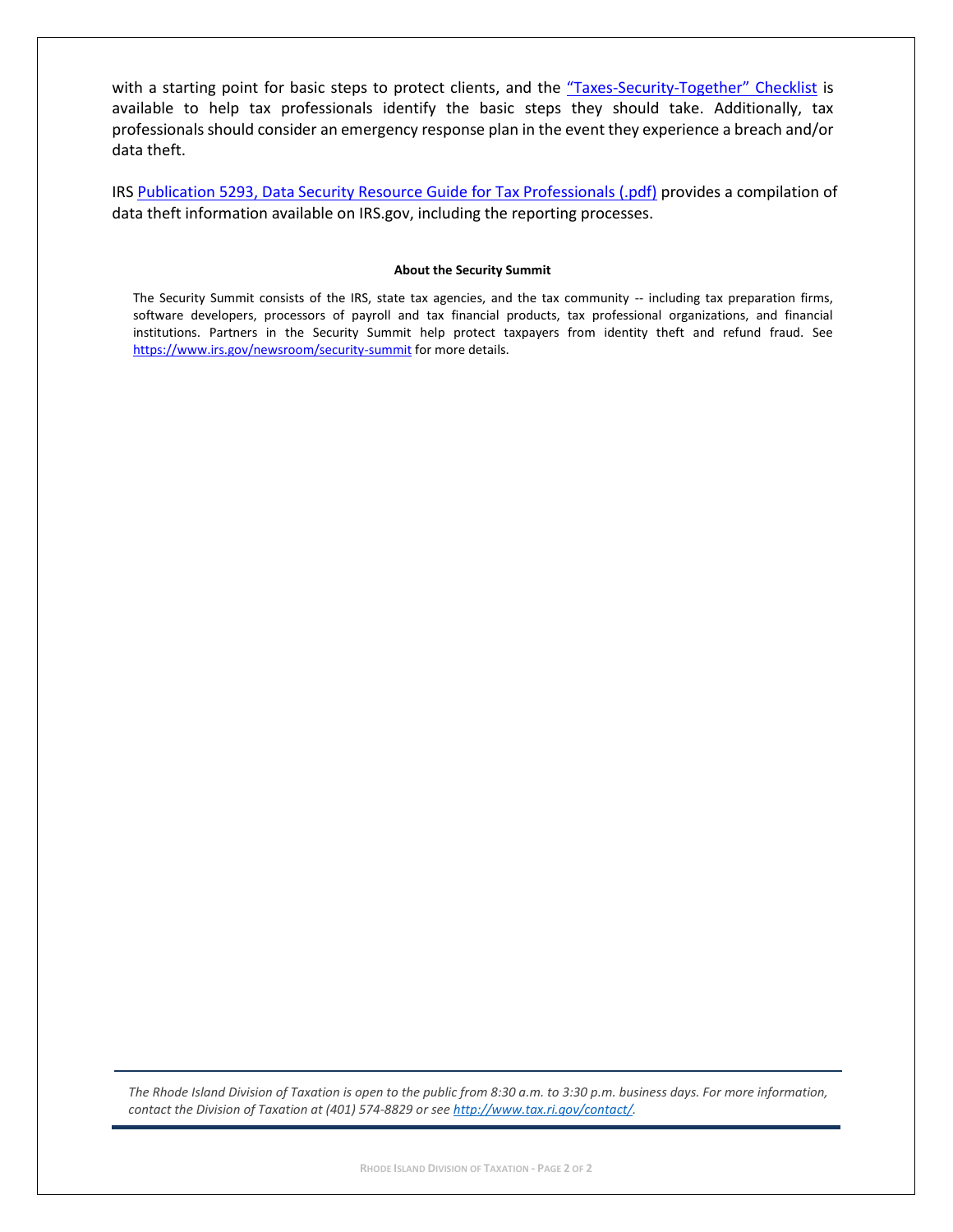with a starting point for basic steps to protect clients, and the [“Taxes-Security-Together” Checklist]() is available to help tax professionals identify the basic steps they should take. Additionally, tax professionals should consider an emergency response plan in the event they experience a breach and/or data theft.

IRS [Publication 5293, Data Security Resource Guide for Tax Professionals (.pdf)]() provides a compilation of data theft information available on IRS.gov, including the reporting processes.

**About the Security Summit**

The Security Summit consists of the IRS, state tax agencies, and the tax community -- including tax preparation firms, software developers, processors of payroll and tax financial products, tax professional organizations, and financial institutions. Partners in the Security Summit help protect taxpayers from identity theft and refund fraud. See [https://www.irs.gov/newsroom/security-summit](https://www.irs.gov/newsroom/security-summit) for more details.

---

*The Rhode Island Division of Taxation is open to the public from 8:30 a.m. to 3:30 p.m. business days. For more information, contact the Division of Taxation at (401) 574-8829 or see [http://www.tax.ri.gov/contact/](http://www.tax.ri.gov/contact/).*